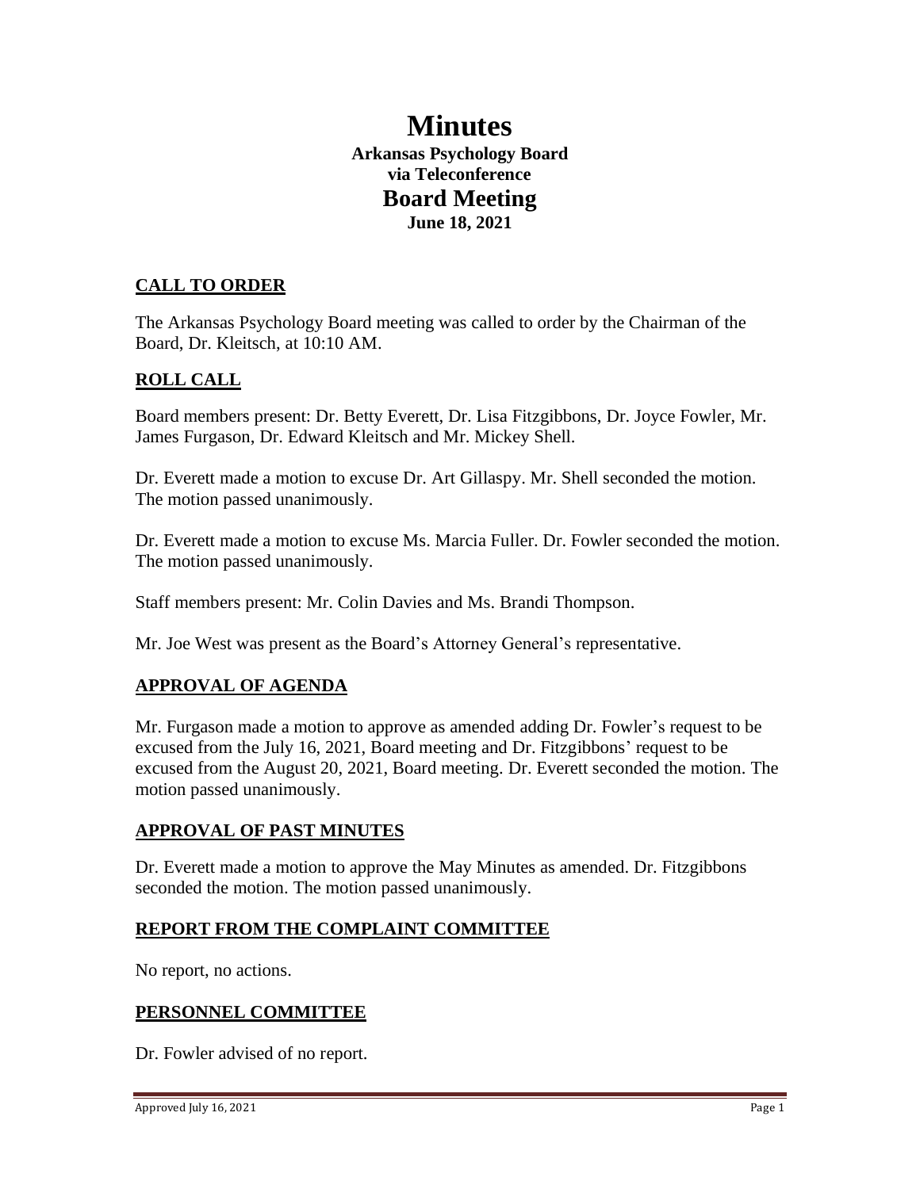# Minutes

**Arkansas Psychology Board**
**via Teleconference**

## Board Meeting

**June 18, 2021**

## CALL TO ORDER

The Arkansas Psychology Board meeting was called to order by the Chairman of the Board, Dr. Kleitsch, at 10:10 AM.

## ROLL CALL

Board members present: Dr. Betty Everett, Dr. Lisa Fitzgibbons, Dr. Joyce Fowler, Mr. James Furgason, Dr. Edward Kleitsch and Mr. Mickey Shell.

Dr. Everett made a motion to excuse Dr. Art Gillaspy. Mr. Shell seconded the motion. The motion passed unanimously.

Dr. Everett made a motion to excuse Ms. Marcia Fuller. Dr. Fowler seconded the motion. The motion passed unanimously.

Staff members present: Mr. Colin Davies and Ms. Brandi Thompson.

Mr. Joe West was present as the Board's Attorney General's representative.

## APPROVAL OF AGENDA

Mr. Furgason made a motion to approve as amended adding Dr. Fowler's request to be excused from the July 16, 2021, Board meeting and Dr. Fitzgibbons' request to be excused from the August 20, 2021, Board meeting. Dr. Everett seconded the motion. The motion passed unanimously.

## APPROVAL OF PAST MINUTES

Dr. Everett made a motion to approve the May Minutes as amended. Dr. Fitzgibbons seconded the motion. The motion passed unanimously.

## REPORT FROM THE COMPLAINT COMMITTEE

No report, no actions.

## PERSONNEL COMMITTEE

Dr. Fowler advised of no report.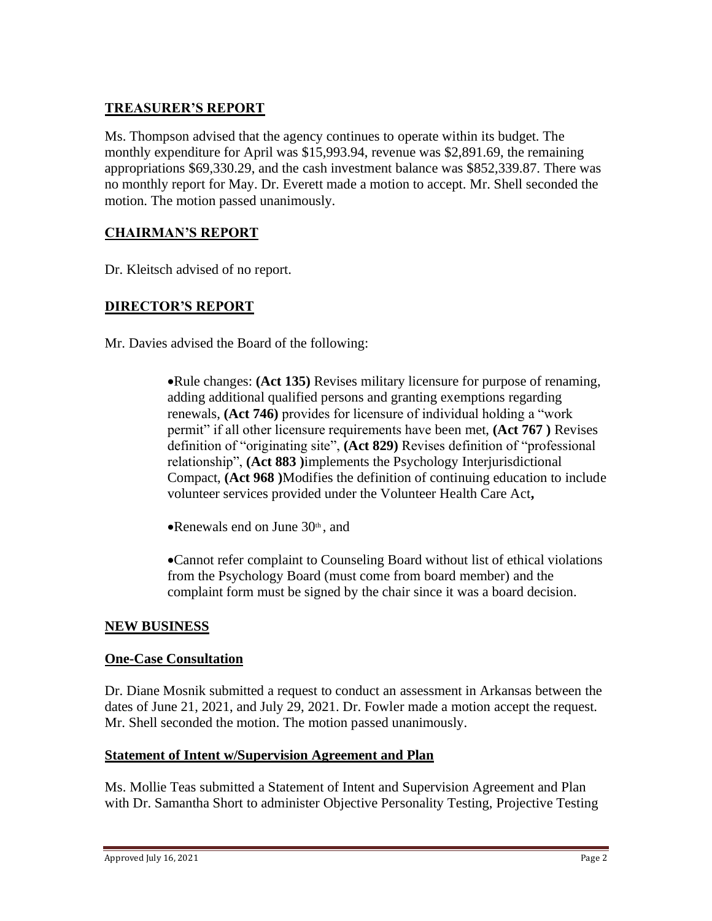## TREASURER'S REPORT

Ms. Thompson advised that the agency continues to operate within its budget. The monthly expenditure for April was $15,993.94, revenue was $2,891.69, the remaining appropriations $69,330.29, and the cash investment balance was $852,339.87. There was no monthly report for May. Dr. Everett made a motion to accept. Mr. Shell seconded the motion. The motion passed unanimously.

## CHAIRMAN'S REPORT

Dr. Kleitsch advised of no report.

## DIRECTOR'S REPORT

Mr. Davies advised the Board of the following:

- Rule changes: **(Act 135)** Revises military licensure for purpose of renaming, adding additional qualified persons and granting exemptions regarding renewals, **(Act 746)** provides for licensure of individual holding a "work permit" if all other licensure requirements have been met, **(Act 767 )** Revises definition of "originating site", **(Act 829)** Revises definition of "professional relationship", **(Act 883 )**implements the Psychology Interjurisdictional Compact, **(Act 968 )**Modifies the definition of continuing education to include volunteer services provided under the Volunteer Health Care Act**,**

- Renewals end on June 30th, and

- Cannot refer complaint to Counseling Board without list of ethical violations from the Psychology Board (must come from board member) and the complaint form must be signed by the chair since it was a board decision.

## NEW BUSINESS

### One-Case Consultation

Dr. Diane Mosnik submitted a request to conduct an assessment in Arkansas between the dates of June 21, 2021, and July 29, 2021. Dr. Fowler made a motion accept the request. Mr. Shell seconded the motion. The motion passed unanimously.

### Statement of Intent w/Supervision Agreement and Plan

Ms. Mollie Teas submitted a Statement of Intent and Supervision Agreement and Plan with Dr. Samantha Short to administer Objective Personality Testing, Projective Testing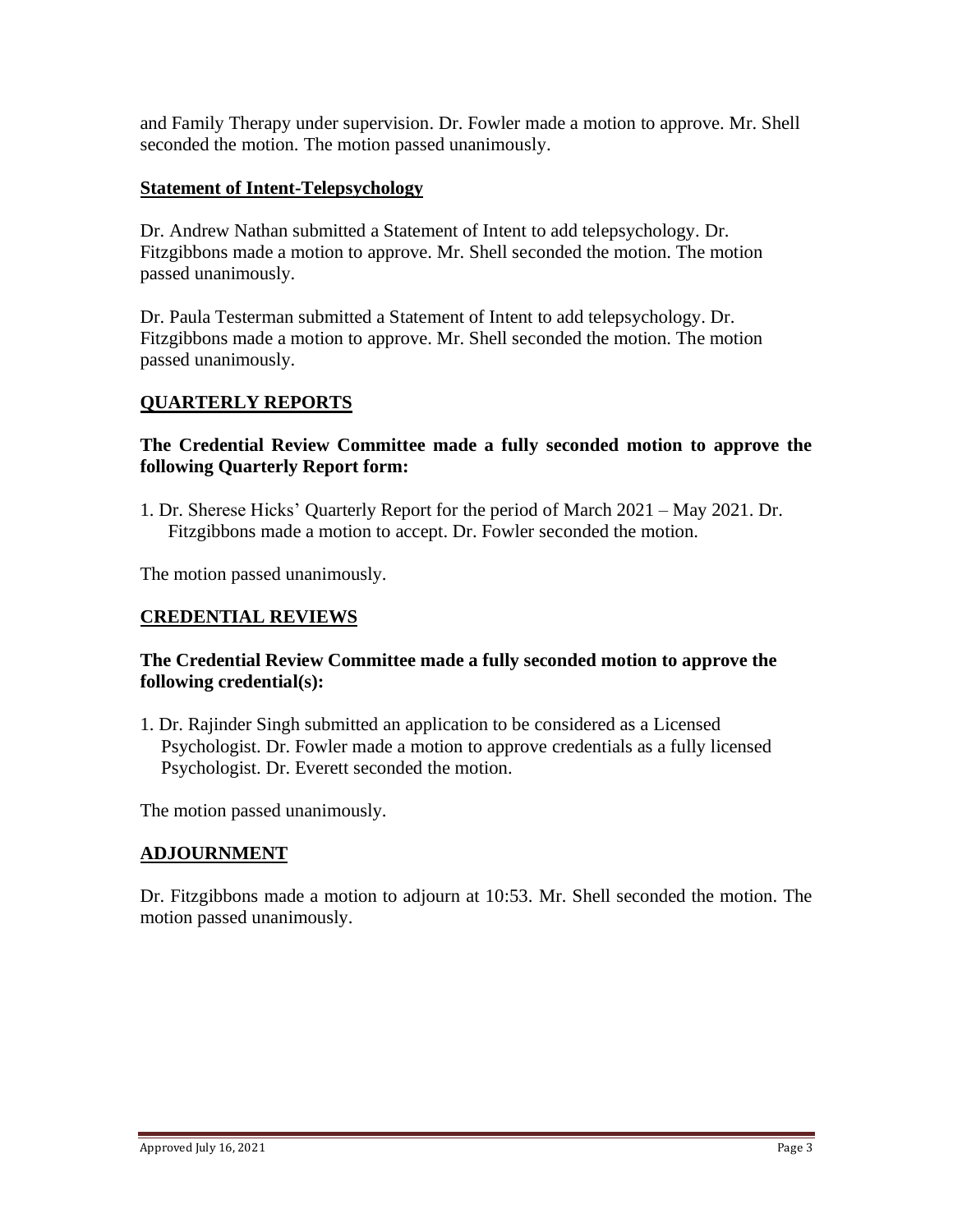and Family Therapy under supervision. Dr. Fowler made a motion to approve. Mr. Shell seconded the motion. The motion passed unanimously.

## Statement of Intent-Telepsychology

Dr. Andrew Nathan submitted a Statement of Intent to add telepsychology. Dr. Fitzgibbons made a motion to approve. Mr. Shell seconded the motion. The motion passed unanimously.

Dr. Paula Testerman submitted a Statement of Intent to add telepsychology. Dr. Fitzgibbons made a motion to approve. Mr. Shell seconded the motion. The motion passed unanimously.

## QUARTERLY REPORTS

**The Credential Review Committee made a fully seconded motion to approve the following Quarterly Report form:**

1. Dr. Sherese Hicks' Quarterly Report for the period of March 2021 – May 2021. Dr. Fitzgibbons made a motion to accept. Dr. Fowler seconded the motion.

The motion passed unanimously.

## CREDENTIAL REVIEWS

**The Credential Review Committee made a fully seconded motion to approve the following credential(s):**

1. Dr. Rajinder Singh submitted an application to be considered as a Licensed Psychologist. Dr. Fowler made a motion to approve credentials as a fully licensed Psychologist. Dr. Everett seconded the motion.

The motion passed unanimously.

## ADJOURNMENT

Dr. Fitzgibbons made a motion to adjourn at 10:53. Mr. Shell seconded the motion. The motion passed unanimously.

Approved July 16, 2021